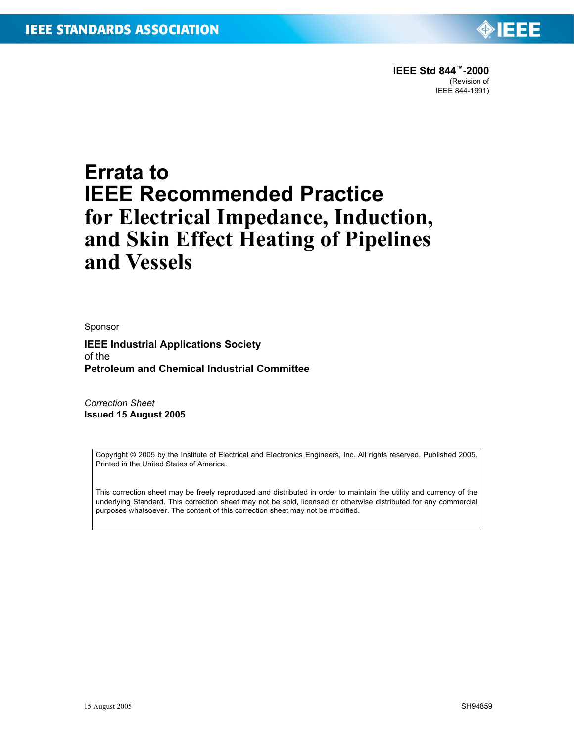IEEE STANDARDS ASSOCIATION

**IEEE Std 844™-2000**
(Revision of
IEEE 844-1991)

# Errata to IEEE Recommended Practice for Electrical Impedance, Induction, and Skin Effect Heating of Pipelines and Vessels

Sponsor

**IEEE Industrial Applications Society**
of the
**Petroleum and Chemical Industrial Committee**

*Correction Sheet*
**Issued 15 August 2005**

Copyright © 2005 by the Institute of Electrical and Electronics Engineers, Inc. All rights reserved. Published 2005. Printed in the United States of America.

This correction sheet may be freely reproduced and distributed in order to maintain the utility and currency of the underlying Standard. This correction sheet may not be sold, licensed or otherwise distributed for any commercial purposes whatsoever. The content of this correction sheet may not be modified.

15 August 2005 SH94859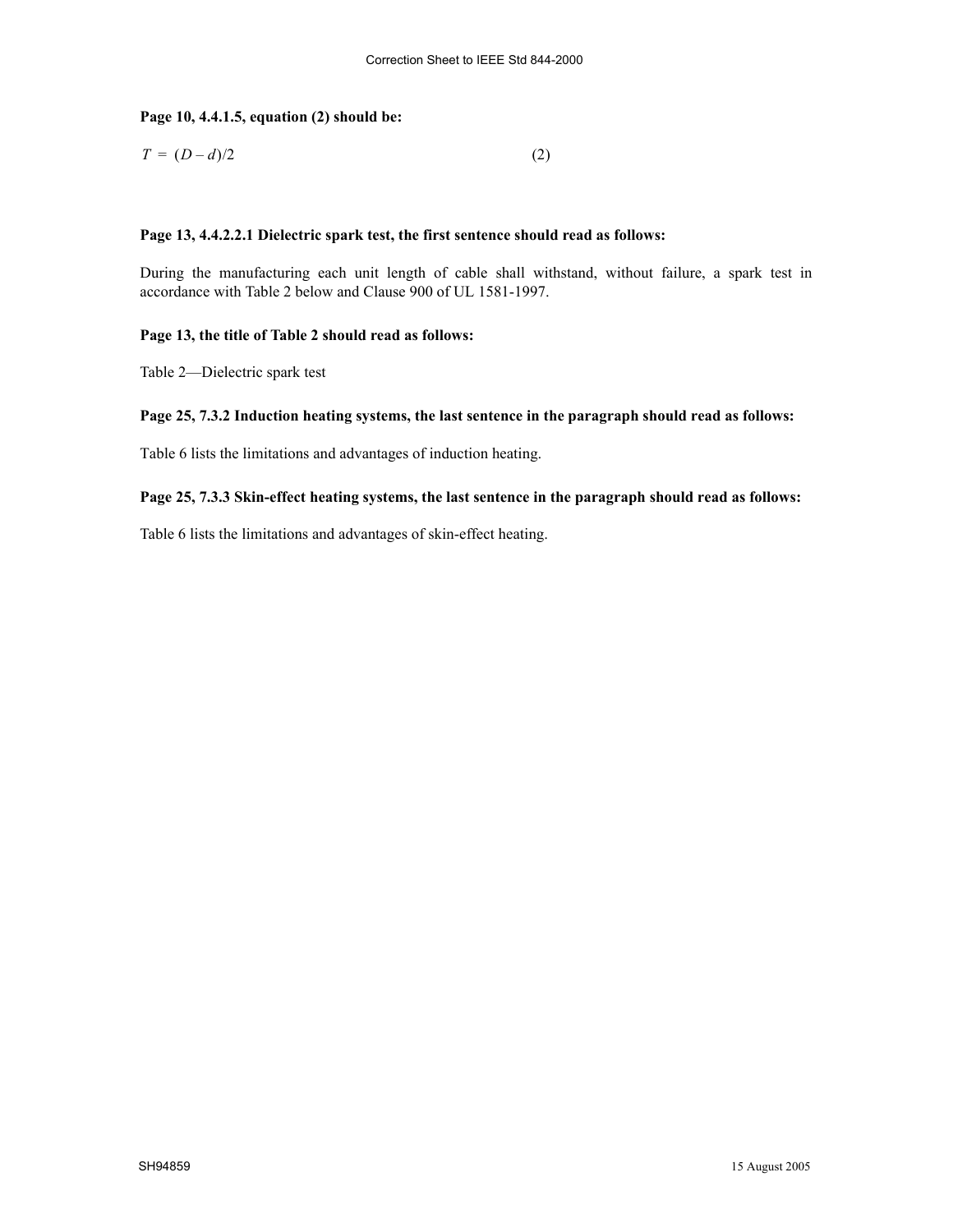**Page 10, 4.4.1.5, equation (2) should be:**

$$T = (D - d)/2 \quad (2)$$

**Page 13, 4.4.2.2.1 Dielectric spark test, the first sentence should read as follows:**

During the manufacturing each unit length of cable shall withstand, without failure, a spark test in accordance with Table 2 below and Clause 900 of UL 1581-1997.

**Page 13, the title of Table 2 should read as follows:**

Table 2—Dielectric spark test

**Page 25, 7.3.2 Induction heating systems, the last sentence in the paragraph should read as follows:**

Table 6 lists the limitations and advantages of induction heating.

**Page 25, 7.3.3 Skin-effect heating systems, the last sentence in the paragraph should read as follows:**

Table 6 lists the limitations and advantages of skin-effect heating.